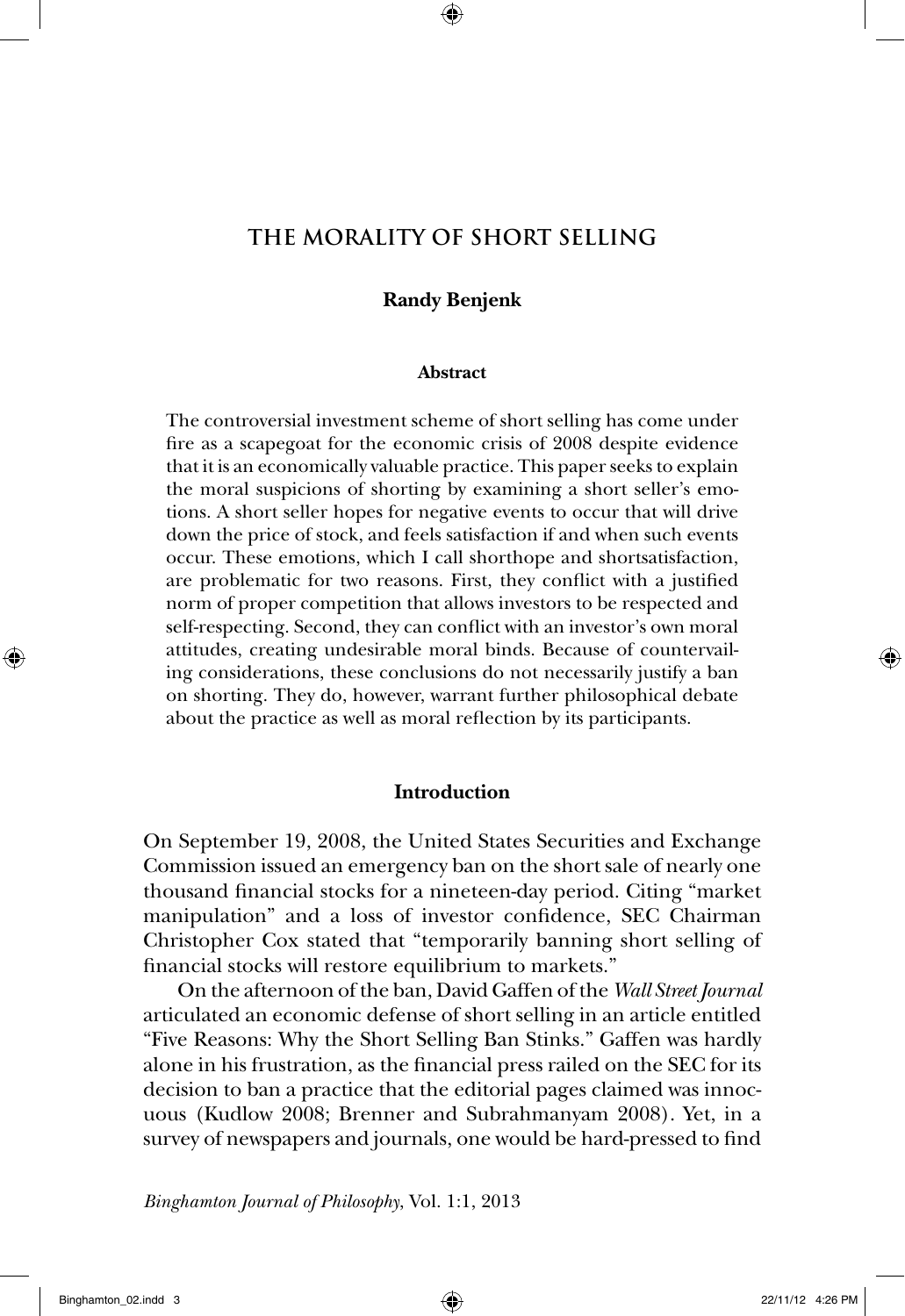# THE MORALITY OF SHORT SELLING

**Randy Benjenk**

**Abstract**

The controversial investment scheme of short selling has come under fire as a scapegoat for the economic crisis of 2008 despite evidence that it is an economically valuable practice. This paper seeks to explain the moral suspicions of shorting by examining a short seller's emotions. A short seller hopes for negative events to occur that will drive down the price of stock, and feels satisfaction if and when such events occur. These emotions, which I call shorthope and shortsatisfaction, are problematic for two reasons. First, they conflict with a justified norm of proper competition that allows investors to be respected and self-respecting. Second, they can conflict with an investor's own moral attitudes, creating undesirable moral binds. Because of countervailing considerations, these conclusions do not necessarily justify a ban on shorting. They do, however, warrant further philosophical debate about the practice as well as moral reflection by its participants.

## Introduction

On September 19, 2008, the United States Securities and Exchange Commission issued an emergency ban on the short sale of nearly one thousand financial stocks for a nineteen-day period. Citing "market manipulation" and a loss of investor confidence, SEC Chairman Christopher Cox stated that "temporarily banning short selling of financial stocks will restore equilibrium to markets."

On the afternoon of the ban, David Gaffen of the *Wall Street Journal* articulated an economic defense of short selling in an article entitled "Five Reasons: Why the Short Selling Ban Stinks." Gaffen was hardly alone in his frustration, as the financial press railed on the SEC for its decision to ban a practice that the editorial pages claimed was innocuous (Kudlow 2008; Brenner and Subrahmanyam 2008). Yet, in a survey of newspapers and journals, one would be hard-pressed to find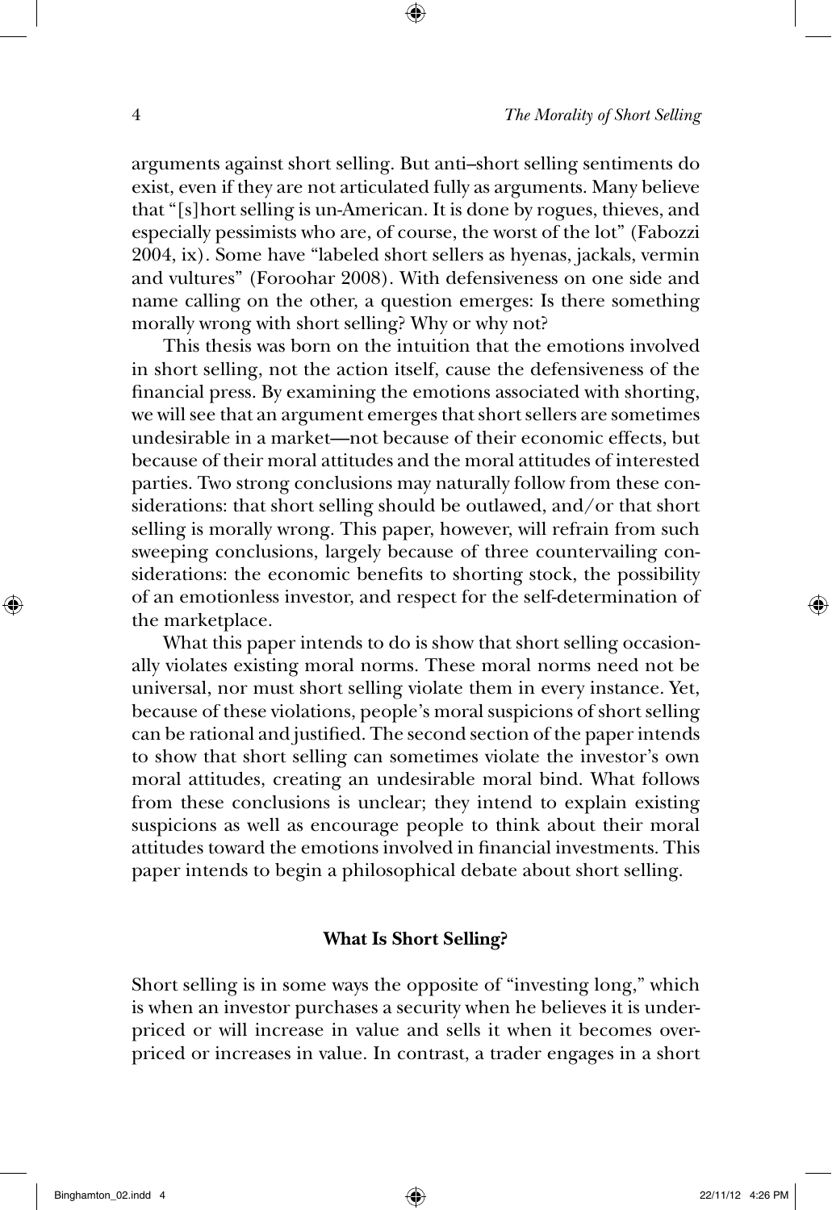arguments against short selling. But anti–short selling sentiments do exist, even if they are not articulated fully as arguments. Many believe that "[s]hort selling is un-American. It is done by rogues, thieves, and especially pessimists who are, of course, the worst of the lot" (Fabozzi 2004, ix). Some have "labeled short sellers as hyenas, jackals, vermin and vultures" (Foroohar 2008). With defensiveness on one side and name calling on the other, a question emerges: Is there something morally wrong with short selling? Why or why not?

This thesis was born on the intuition that the emotions involved in short selling, not the action itself, cause the defensiveness of the financial press. By examining the emotions associated with shorting, we will see that an argument emerges that short sellers are sometimes undesirable in a market—not because of their economic effects, but because of their moral attitudes and the moral attitudes of interested parties. Two strong conclusions may naturally follow from these considerations: that short selling should be outlawed, and/or that short selling is morally wrong. This paper, however, will refrain from such sweeping conclusions, largely because of three countervailing considerations: the economic benefits to shorting stock, the possibility of an emotionless investor, and respect for the self-determination of the marketplace.

What this paper intends to do is show that short selling occasionally violates existing moral norms. These moral norms need not be universal, nor must short selling violate them in every instance. Yet, because of these violations, people's moral suspicions of short selling can be rational and justified. The second section of the paper intends to show that short selling can sometimes violate the investor's own moral attitudes, creating an undesirable moral bind. What follows from these conclusions is unclear; they intend to explain existing suspicions as well as encourage people to think about their moral attitudes toward the emotions involved in financial investments. This paper intends to begin a philosophical debate about short selling.

## What Is Short Selling?

Short selling is in some ways the opposite of "investing long," which is when an investor purchases a security when he believes it is underpriced or will increase in value and sells it when it becomes overpriced or increases in value. In contrast, a trader engages in a short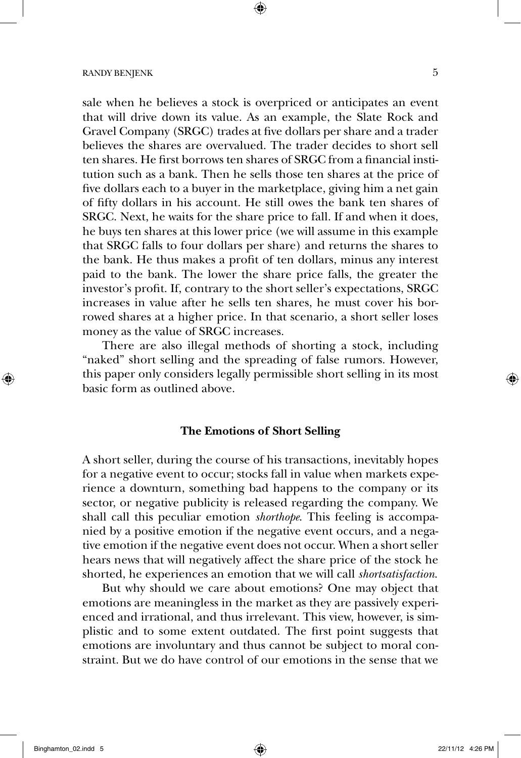sale when he believes a stock is overpriced or anticipates an event that will drive down its value. As an example, the Slate Rock and Gravel Company (SRGC) trades at five dollars per share and a trader believes the shares are overvalued. The trader decides to short sell ten shares. He first borrows ten shares of SRGC from a financial institution such as a bank. Then he sells those ten shares at the price of five dollars each to a buyer in the marketplace, giving him a net gain of fifty dollars in his account. He still owes the bank ten shares of SRGC. Next, he waits for the share price to fall. If and when it does, he buys ten shares at this lower price (we will assume in this example that SRGC falls to four dollars per share) and returns the shares to the bank. He thus makes a profit of ten dollars, minus any interest paid to the bank. The lower the share price falls, the greater the investor's profit. If, contrary to the short seller's expectations, SRGC increases in value after he sells ten shares, he must cover his borrowed shares at a higher price. In that scenario, a short seller loses money as the value of SRGC increases.

There are also illegal methods of shorting a stock, including "naked" short selling and the spreading of false rumors. However, this paper only considers legally permissible short selling in its most basic form as outlined above.

## The Emotions of Short Selling

A short seller, during the course of his transactions, inevitably hopes for a negative event to occur; stocks fall in value when markets experience a downturn, something bad happens to the company or its sector, or negative publicity is released regarding the company. We shall call this peculiar emotion *shorthope*. This feeling is accompanied by a positive emotion if the negative event occurs, and a negative emotion if the negative event does not occur. When a short seller hears news that will negatively affect the share price of the stock he shorted, he experiences an emotion that we will call *shortsatisfaction*.

But why should we care about emotions? One may object that emotions are meaningless in the market as they are passively experienced and irrational, and thus irrelevant. This view, however, is simplistic and to some extent outdated. The first point suggests that emotions are involuntary and thus cannot be subject to moral constraint. But we do have control of our emotions in the sense that we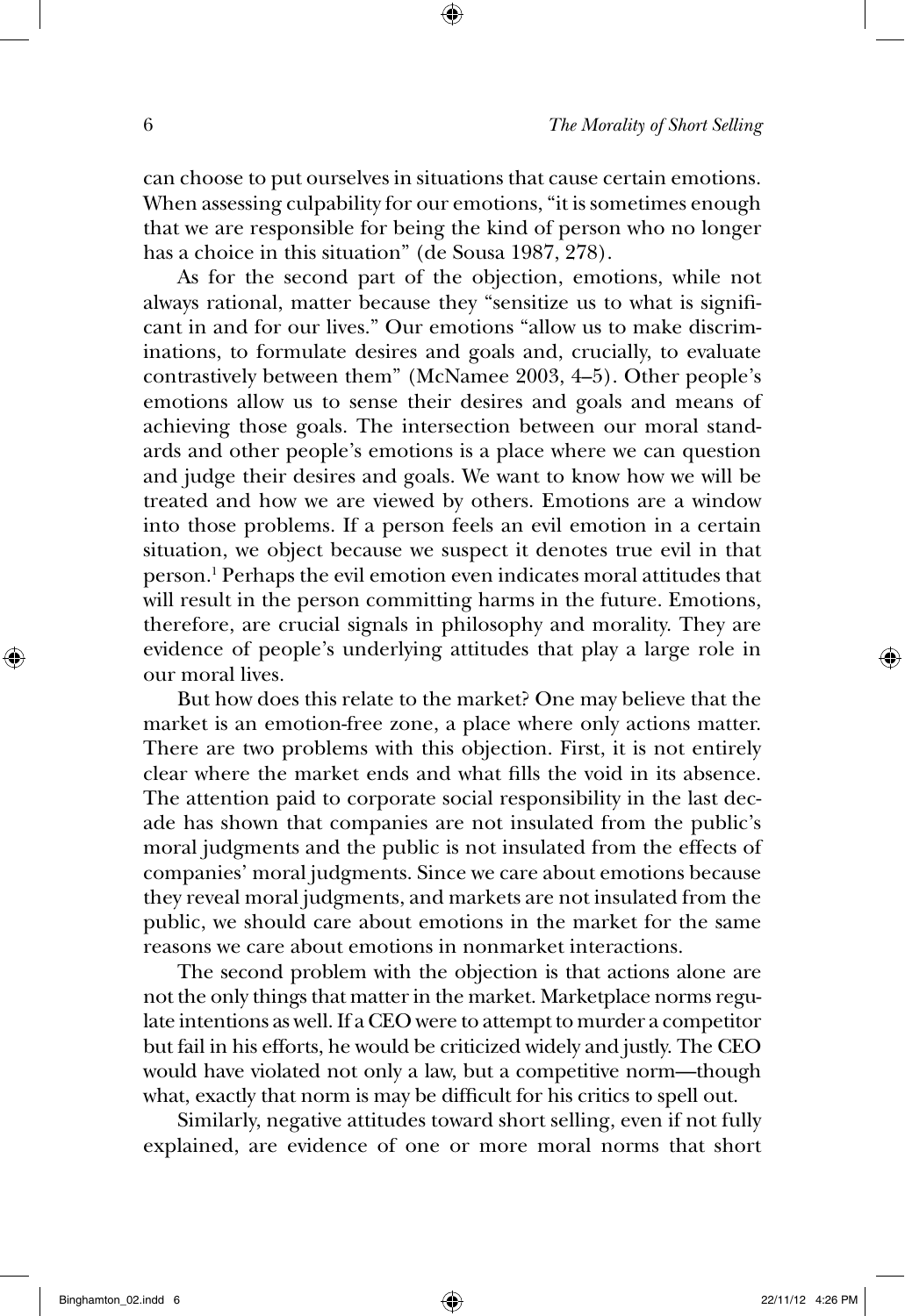can choose to put ourselves in situations that cause certain emotions. When assessing culpability for our emotions, "it is sometimes enough that we are responsible for being the kind of person who no longer has a choice in this situation" (de Sousa 1987, 278).

As for the second part of the objection, emotions, while not always rational, matter because they "sensitize us to what is significant in and for our lives." Our emotions "allow us to make discriminations, to formulate desires and goals and, crucially, to evaluate contrastively between them" (McNamee 2003, 4–5). Other people's emotions allow us to sense their desires and goals and means of achieving those goals. The intersection between our moral standards and other people's emotions is a place where we can question and judge their desires and goals. We want to know how we will be treated and how we are viewed by others. Emotions are a window into those problems. If a person feels an evil emotion in a certain situation, we object because we suspect it denotes true evil in that person.[1] Perhaps the evil emotion even indicates moral attitudes that will result in the person committing harms in the future. Emotions, therefore, are crucial signals in philosophy and morality. They are evidence of people's underlying attitudes that play a large role in our moral lives.

But how does this relate to the market? One may believe that the market is an emotion-free zone, a place where only actions matter. There are two problems with this objection. First, it is not entirely clear where the market ends and what fills the void in its absence. The attention paid to corporate social responsibility in the last decade has shown that companies are not insulated from the public's moral judgments and the public is not insulated from the effects of companies' moral judgments. Since we care about emotions because they reveal moral judgments, and markets are not insulated from the public, we should care about emotions in the market for the same reasons we care about emotions in nonmarket interactions.

The second problem with the objection is that actions alone are not the only things that matter in the market. Marketplace norms regulate intentions as well. If a CEO were to attempt to murder a competitor but fail in his efforts, he would be criticized widely and justly. The CEO would have violated not only a law, but a competitive norm—though what, exactly that norm is may be difficult for his critics to spell out.

Similarly, negative attitudes toward short selling, even if not fully explained, are evidence of one or more moral norms that short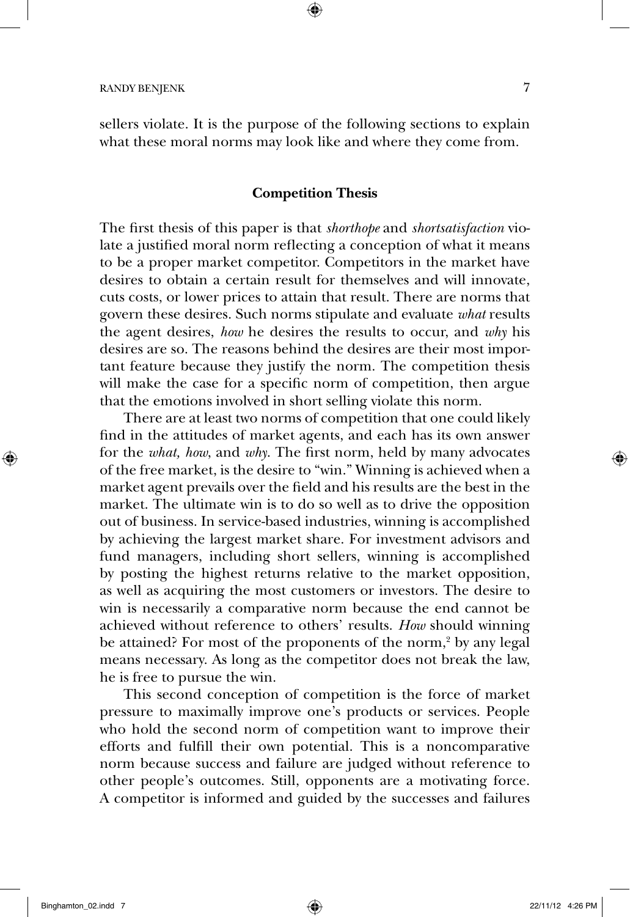sellers violate. It is the purpose of the following sections to explain what these moral norms may look like and where they come from.

### Competition Thesis

The first thesis of this paper is that *shorthope* and *shortsatisfaction* violate a justified moral norm reflecting a conception of what it means to be a proper market competitor. Competitors in the market have desires to obtain a certain result for themselves and will innovate, cuts costs, or lower prices to attain that result. There are norms that govern these desires. Such norms stipulate and evaluate *what* results the agent desires, *how* he desires the results to occur, and *why* his desires are so. The reasons behind the desires are their most important feature because they justify the norm. The competition thesis will make the case for a specific norm of competition, then argue that the emotions involved in short selling violate this norm.

There are at least two norms of competition that one could likely find in the attitudes of market agents, and each has its own answer for the *what, how*, and *why*. The first norm, held by many advocates of the free market, is the desire to "win." Winning is achieved when a market agent prevails over the field and his results are the best in the market. The ultimate win is to do so well as to drive the opposition out of business. In service-based industries, winning is accomplished by achieving the largest market share. For investment advisors and fund managers, including short sellers, winning is accomplished by posting the highest returns relative to the market opposition, as well as acquiring the most customers or investors. The desire to win is necessarily a comparative norm because the end cannot be achieved without reference to others' results. *How* should winning be attained? For most of the proponents of the norm,[2] by any legal means necessary. As long as the competitor does not break the law, he is free to pursue the win.

This second conception of competition is the force of market pressure to maximally improve one's products or services. People who hold the second norm of competition want to improve their efforts and fulfill their own potential. This is a noncomparative norm because success and failure are judged without reference to other people's outcomes. Still, opponents are a motivating force. A competitor is informed and guided by the successes and failures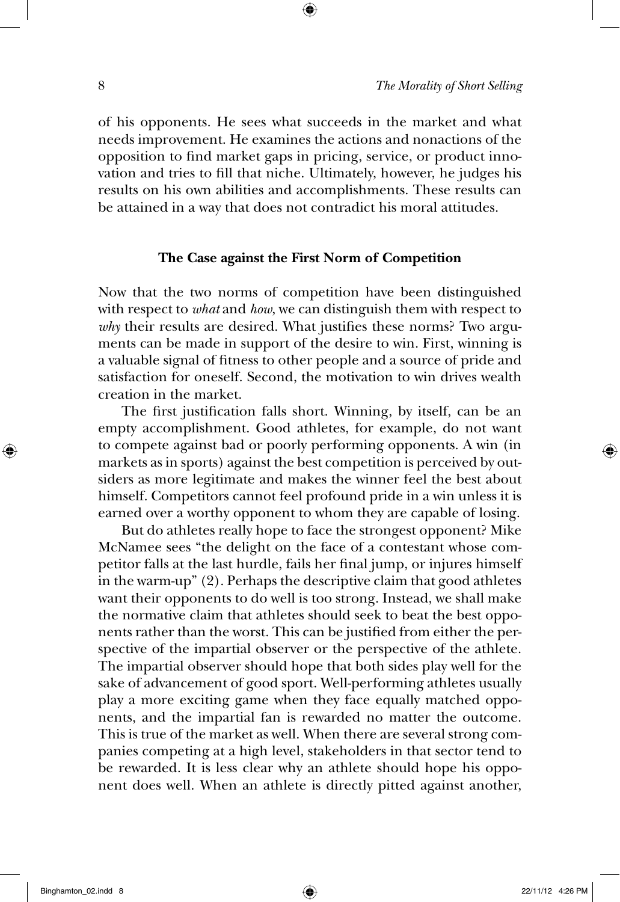of his opponents. He sees what succeeds in the market and what needs improvement. He examines the actions and nonactions of the opposition to find market gaps in pricing, service, or product innovation and tries to fill that niche. Ultimately, however, he judges his results on his own abilities and accomplishments. These results can be attained in a way that does not contradict his moral attitudes.

## The Case against the First Norm of Competition

Now that the two norms of competition have been distinguished with respect to *what* and *how*, we can distinguish them with respect to *why* their results are desired. What justifies these norms? Two arguments can be made in support of the desire to win. First, winning is a valuable signal of fitness to other people and a source of pride and satisfaction for oneself. Second, the motivation to win drives wealth creation in the market.

The first justification falls short. Winning, by itself, can be an empty accomplishment. Good athletes, for example, do not want to compete against bad or poorly performing opponents. A win (in markets as in sports) against the best competition is perceived by outsiders as more legitimate and makes the winner feel the best about himself. Competitors cannot feel profound pride in a win unless it is earned over a worthy opponent to whom they are capable of losing.

But do athletes really hope to face the strongest opponent? Mike McNamee sees "the delight on the face of a contestant whose competitor falls at the last hurdle, fails her final jump, or injures himself in the warm-up" (2). Perhaps the descriptive claim that good athletes want their opponents to do well is too strong. Instead, we shall make the normative claim that athletes should seek to beat the best opponents rather than the worst. This can be justified from either the perspective of the impartial observer or the perspective of the athlete. The impartial observer should hope that both sides play well for the sake of advancement of good sport. Well-performing athletes usually play a more exciting game when they face equally matched opponents, and the impartial fan is rewarded no matter the outcome. This is true of the market as well. When there are several strong companies competing at a high level, stakeholders in that sector tend to be rewarded. It is less clear why an athlete should hope his opponent does well. When an athlete is directly pitted against another,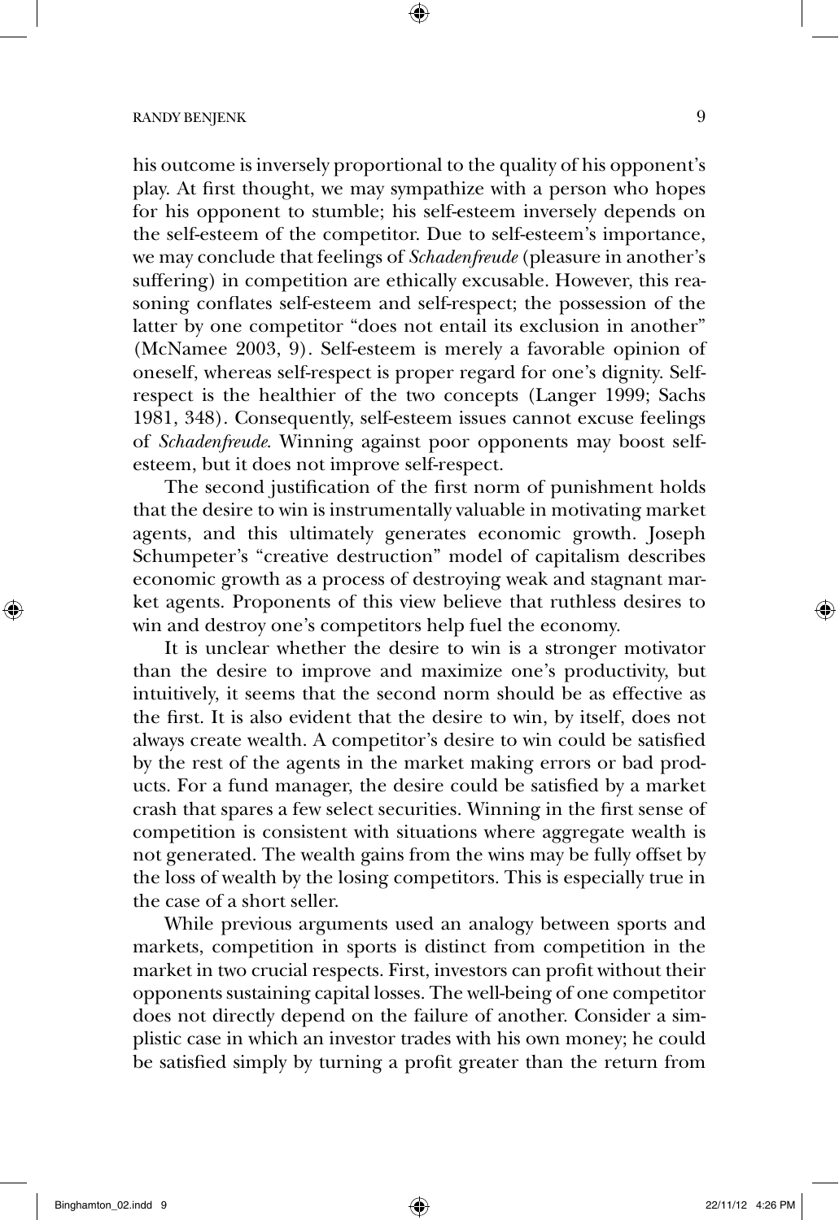his outcome is inversely proportional to the quality of his opponent's play. At first thought, we may sympathize with a person who hopes for his opponent to stumble; his self-esteem inversely depends on the self-esteem of the competitor. Due to self-esteem's importance, we may conclude that feelings of *Schadenfreude* (pleasure in another's suffering) in competition are ethically excusable. However, this reasoning conflates self-esteem and self-respect; the possession of the latter by one competitor "does not entail its exclusion in another" (McNamee 2003, 9). Self-esteem is merely a favorable opinion of oneself, whereas self-respect is proper regard for one's dignity. Self-respect is the healthier of the two concepts (Langer 1999; Sachs 1981, 348). Consequently, self-esteem issues cannot excuse feelings of *Schadenfreude*. Winning against poor opponents may boost self-esteem, but it does not improve self-respect.

The second justification of the first norm of punishment holds that the desire to win is instrumentally valuable in motivating market agents, and this ultimately generates economic growth. Joseph Schumpeter's "creative destruction" model of capitalism describes economic growth as a process of destroying weak and stagnant market agents. Proponents of this view believe that ruthless desires to win and destroy one's competitors help fuel the economy.

It is unclear whether the desire to win is a stronger motivator than the desire to improve and maximize one's productivity, but intuitively, it seems that the second norm should be as effective as the first. It is also evident that the desire to win, by itself, does not always create wealth. A competitor's desire to win could be satisfied by the rest of the agents in the market making errors or bad products. For a fund manager, the desire could be satisfied by a market crash that spares a few select securities. Winning in the first sense of competition is consistent with situations where aggregate wealth is not generated. The wealth gains from the wins may be fully offset by the loss of wealth by the losing competitors. This is especially true in the case of a short seller.

While previous arguments used an analogy between sports and markets, competition in sports is distinct from competition in the market in two crucial respects. First, investors can profit without their opponents sustaining capital losses. The well-being of one competitor does not directly depend on the failure of another. Consider a simplistic case in which an investor trades with his own money; he could be satisfied simply by turning a profit greater than the return from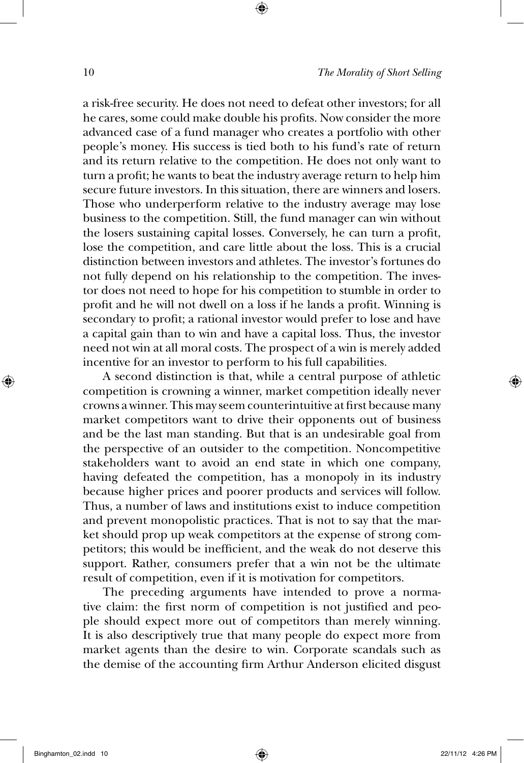a risk-free security. He does not need to defeat other investors; for all he cares, some could make double his profits. Now consider the more advanced case of a fund manager who creates a portfolio with other people's money. His success is tied both to his fund's rate of return and its return relative to the competition. He does not only want to turn a profit; he wants to beat the industry average return to help him secure future investors. In this situation, there are winners and losers. Those who underperform relative to the industry average may lose business to the competition. Still, the fund manager can win without the losers sustaining capital losses. Conversely, he can turn a profit, lose the competition, and care little about the loss. This is a crucial distinction between investors and athletes. The investor's fortunes do not fully depend on his relationship to the competition. The investor does not need to hope for his competition to stumble in order to profit and he will not dwell on a loss if he lands a profit. Winning is secondary to profit; a rational investor would prefer to lose and have a capital gain than to win and have a capital loss. Thus, the investor need not win at all moral costs. The prospect of a win is merely added incentive for an investor to perform to his full capabilities.

A second distinction is that, while a central purpose of athletic competition is crowning a winner, market competition ideally never crowns a winner. This may seem counterintuitive at first because many market competitors want to drive their opponents out of business and be the last man standing. But that is an undesirable goal from the perspective of an outsider to the competition. Noncompetitive stakeholders want to avoid an end state in which one company, having defeated the competition, has a monopoly in its industry because higher prices and poorer products and services will follow. Thus, a number of laws and institutions exist to induce competition and prevent monopolistic practices. That is not to say that the market should prop up weak competitors at the expense of strong competitors; this would be inefficient, and the weak do not deserve this support. Rather, consumers prefer that a win not be the ultimate result of competition, even if it is motivation for competitors.

The preceding arguments have intended to prove a normative claim: the first norm of competition is not justified and people should expect more out of competitors than merely winning. It is also descriptively true that many people do expect more from market agents than the desire to win. Corporate scandals such as the demise of the accounting firm Arthur Anderson elicited disgust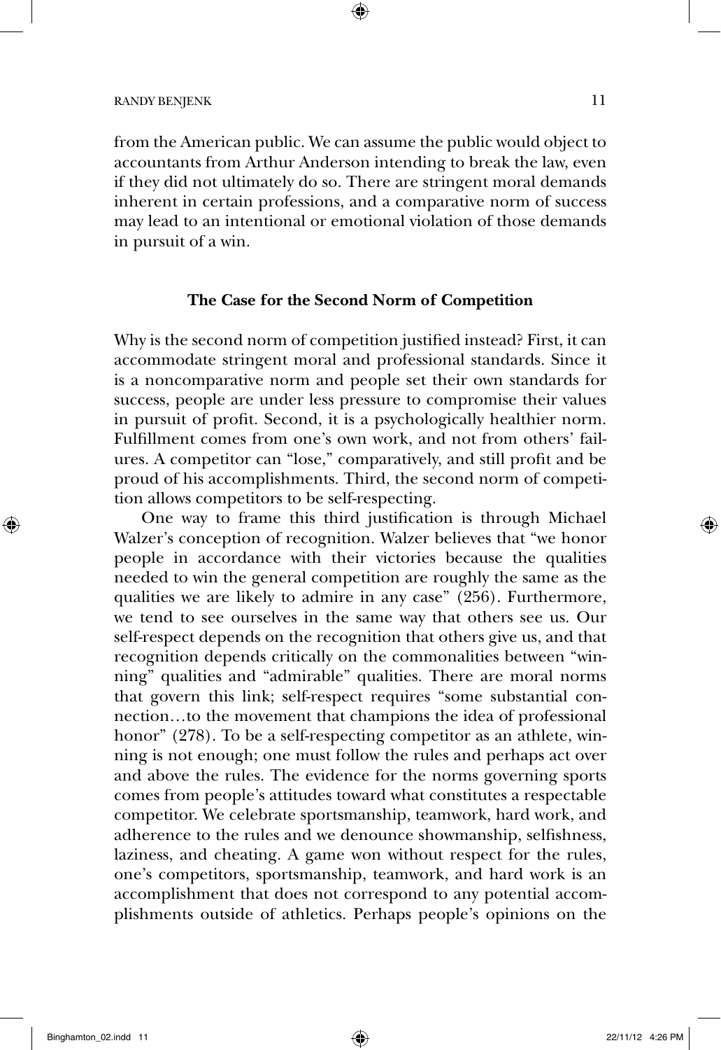from the American public. We can assume the public would object to accountants from Arthur Anderson intending to break the law, even if they did not ultimately do so. There are stringent moral demands inherent in certain professions, and a comparative norm of success may lead to an intentional or emotional violation of those demands in pursuit of a win.

### The Case for the Second Norm of Competition

Why is the second norm of competition justified instead? First, it can accommodate stringent moral and professional standards. Since it is a noncomparative norm and people set their own standards for success, people are under less pressure to compromise their values in pursuit of profit. Second, it is a psychologically healthier norm. Fulfillment comes from one's own work, and not from others' failures. A competitor can "lose," comparatively, and still profit and be proud of his accomplishments. Third, the second norm of competition allows competitors to be self-respecting.

One way to frame this third justification is through Michael Walzer's conception of recognition. Walzer believes that "we honor people in accordance with their victories because the qualities needed to win the general competition are roughly the same as the qualities we are likely to admire in any case" (256). Furthermore, we tend to see ourselves in the same way that others see us. Our self-respect depends on the recognition that others give us, and that recognition depends critically on the commonalities between "winning" qualities and "admirable" qualities. There are moral norms that govern this link; self-respect requires "some substantial connection…to the movement that champions the idea of professional honor" (278). To be a self-respecting competitor as an athlete, winning is not enough; one must follow the rules and perhaps act over and above the rules. The evidence for the norms governing sports comes from people's attitudes toward what constitutes a respectable competitor. We celebrate sportsmanship, teamwork, hard work, and adherence to the rules and we denounce showmanship, selfishness, laziness, and cheating. A game won without respect for the rules, one's competitors, sportsmanship, teamwork, and hard work is an accomplishment that does not correspond to any potential accomplishments outside of athletics. Perhaps people's opinions on the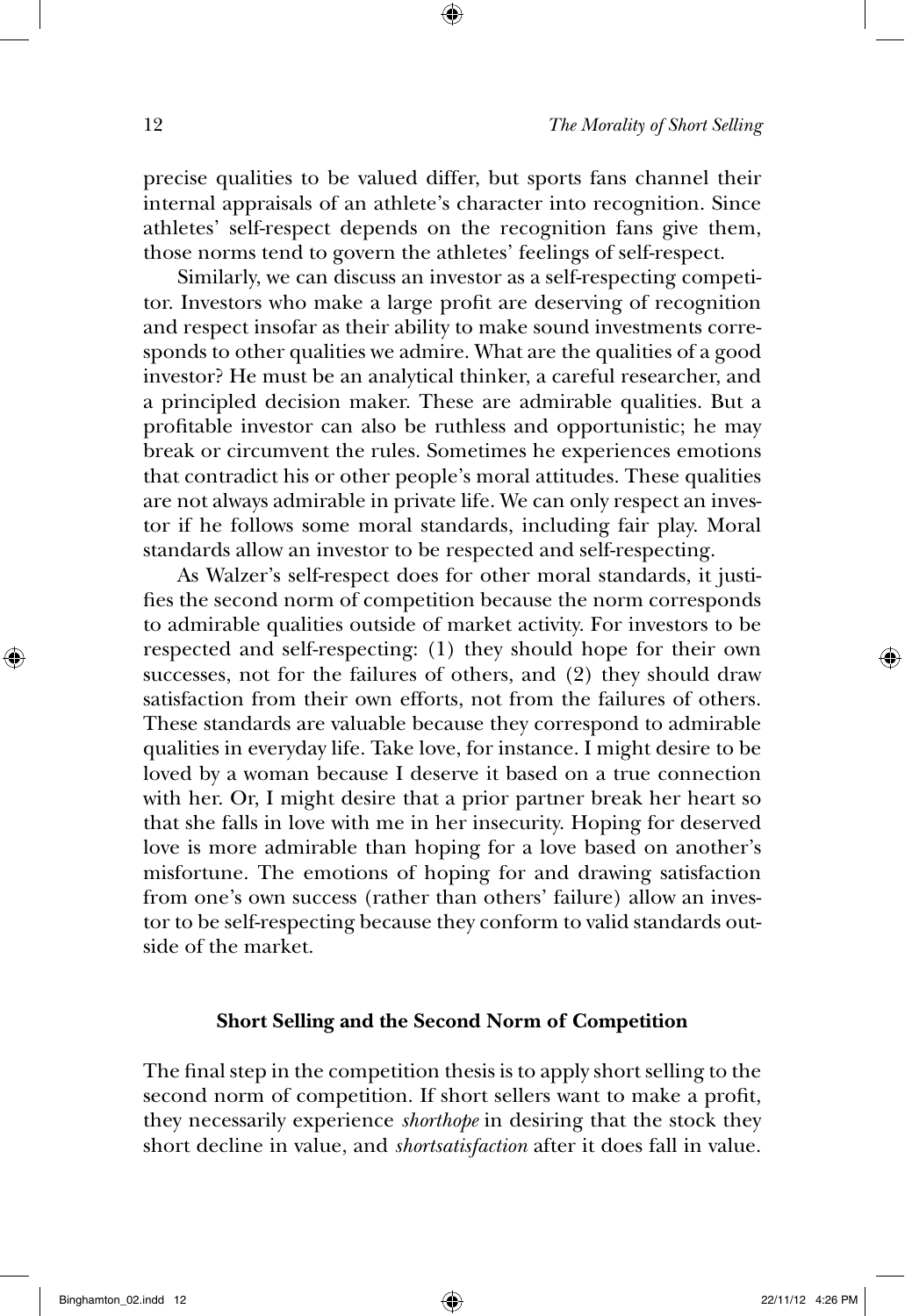precise qualities to be valued differ, but sports fans channel their internal appraisals of an athlete's character into recognition. Since athletes' self-respect depends on the recognition fans give them, those norms tend to govern the athletes' feelings of self-respect.

Similarly, we can discuss an investor as a self-respecting competitor. Investors who make a large profit are deserving of recognition and respect insofar as their ability to make sound investments corresponds to other qualities we admire. What are the qualities of a good investor? He must be an analytical thinker, a careful researcher, and a principled decision maker. These are admirable qualities. But a profitable investor can also be ruthless and opportunistic; he may break or circumvent the rules. Sometimes he experiences emotions that contradict his or other people's moral attitudes. These qualities are not always admirable in private life. We can only respect an investor if he follows some moral standards, including fair play. Moral standards allow an investor to be respected and self-respecting.

As Walzer's self-respect does for other moral standards, it justifies the second norm of competition because the norm corresponds to admirable qualities outside of market activity. For investors to be respected and self-respecting: (1) they should hope for their own successes, not for the failures of others, and (2) they should draw satisfaction from their own efforts, not from the failures of others. These standards are valuable because they correspond to admirable qualities in everyday life. Take love, for instance. I might desire to be loved by a woman because I deserve it based on a true connection with her. Or, I might desire that a prior partner break her heart so that she falls in love with me in her insecurity. Hoping for deserved love is more admirable than hoping for a love based on another's misfortune. The emotions of hoping for and drawing satisfaction from one's own success (rather than others' failure) allow an investor to be self-respecting because they conform to valid standards outside of the market.

### Short Selling and the Second Norm of Competition

The final step in the competition thesis is to apply short selling to the second norm of competition. If short sellers want to make a profit, they necessarily experience *shorthope* in desiring that the stock they short decline in value, and *shortsatisfaction* after it does fall in value.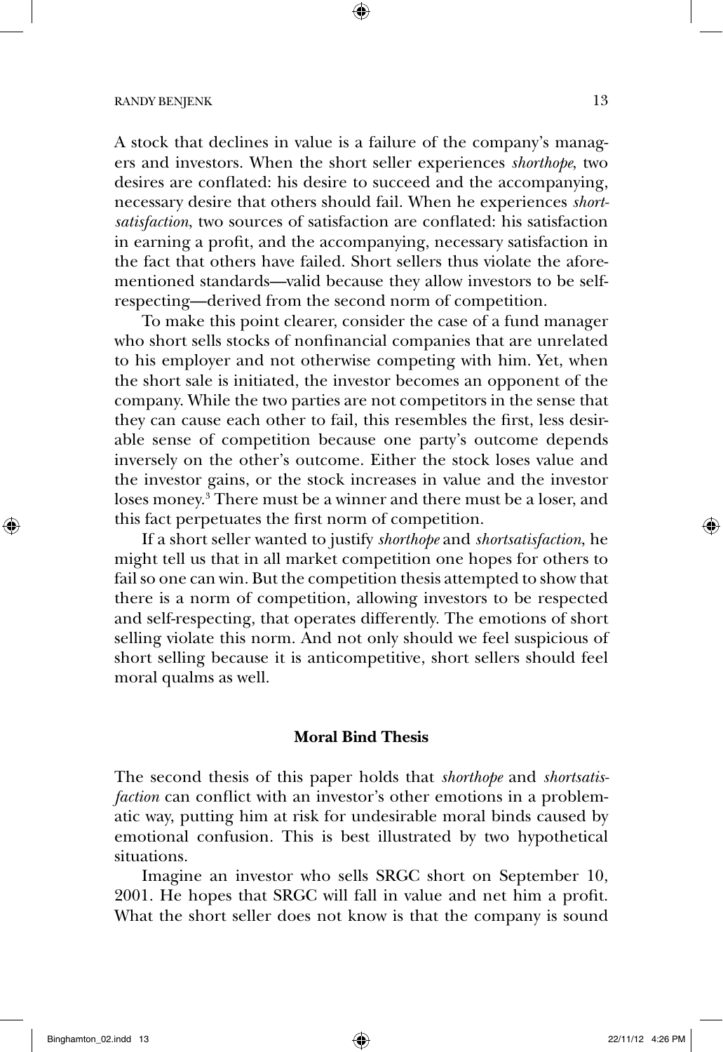A stock that declines in value is a failure of the company's managers and investors. When the short seller experiences *shorthope*, two desires are conflated: his desire to succeed and the accompanying, necessary desire that others should fail. When he experiences *shortsatisfaction*, two sources of satisfaction are conflated: his satisfaction in earning a profit, and the accompanying, necessary satisfaction in the fact that others have failed. Short sellers thus violate the aforementioned standards—valid because they allow investors to be self-respecting—derived from the second norm of competition.

To make this point clearer, consider the case of a fund manager who short sells stocks of nonfinancial companies that are unrelated to his employer and not otherwise competing with him. Yet, when the short sale is initiated, the investor becomes an opponent of the company. While the two parties are not competitors in the sense that they can cause each other to fail, this resembles the first, less desirable sense of competition because one party's outcome depends inversely on the other's outcome. Either the stock loses value and the investor gains, or the stock increases in value and the investor loses money.[3] There must be a winner and there must be a loser, and this fact perpetuates the first norm of competition.

If a short seller wanted to justify *shorthope* and *shortsatisfaction*, he might tell us that in all market competition one hopes for others to fail so one can win. But the competition thesis attempted to show that there is a norm of competition, allowing investors to be respected and self-respecting, that operates differently. The emotions of short selling violate this norm. And not only should we feel suspicious of short selling because it is anticompetitive, short sellers should feel moral qualms as well.

## Moral Bind Thesis

The second thesis of this paper holds that *shorthope* and *shortsatisfaction* can conflict with an investor's other emotions in a problematic way, putting him at risk for undesirable moral binds caused by emotional confusion. This is best illustrated by two hypothetical situations.

Imagine an investor who sells SRGC short on September 10, 2001. He hopes that SRGC will fall in value and net him a profit. What the short seller does not know is that the company is sound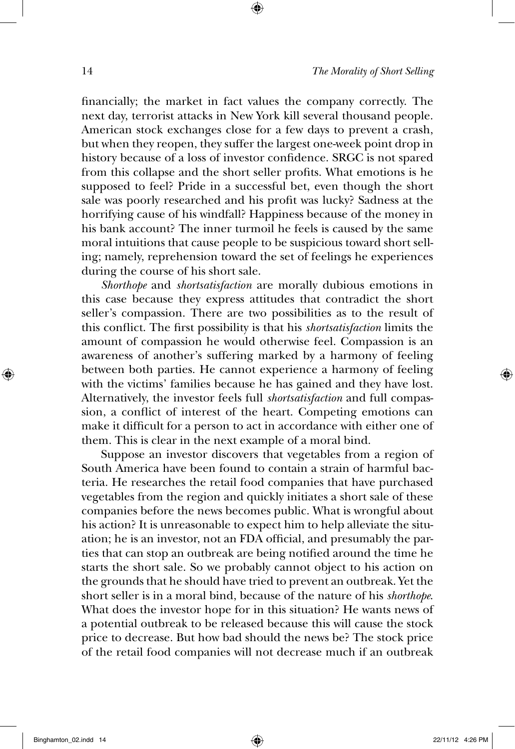financially; the market in fact values the company correctly. The next day, terrorist attacks in New York kill several thousand people. American stock exchanges close for a few days to prevent a crash, but when they reopen, they suffer the largest one-week point drop in history because of a loss of investor confidence. SRGC is not spared from this collapse and the short seller profits. What emotions is he supposed to feel? Pride in a successful bet, even though the short sale was poorly researched and his profit was lucky? Sadness at the horrifying cause of his windfall? Happiness because of the money in his bank account? The inner turmoil he feels is caused by the same moral intuitions that cause people to be suspicious toward short selling; namely, reprehension toward the set of feelings he experiences during the course of his short sale.

*Shorthope* and *shortsatisfaction* are morally dubious emotions in this case because they express attitudes that contradict the short seller's compassion. There are two possibilities as to the result of this conflict. The first possibility is that his *shortsatisfaction* limits the amount of compassion he would otherwise feel. Compassion is an awareness of another's suffering marked by a harmony of feeling between both parties. He cannot experience a harmony of feeling with the victims' families because he has gained and they have lost. Alternatively, the investor feels full *shortsatisfaction* and full compassion, a conflict of interest of the heart. Competing emotions can make it difficult for a person to act in accordance with either one of them. This is clear in the next example of a moral bind.

Suppose an investor discovers that vegetables from a region of South America have been found to contain a strain of harmful bacteria. He researches the retail food companies that have purchased vegetables from the region and quickly initiates a short sale of these companies before the news becomes public. What is wrongful about his action? It is unreasonable to expect him to help alleviate the situation; he is an investor, not an FDA official, and presumably the parties that can stop an outbreak are being notified around the time he starts the short sale. So we probably cannot object to his action on the grounds that he should have tried to prevent an outbreak. Yet the short seller is in a moral bind, because of the nature of his *shorthope*. What does the investor hope for in this situation? He wants news of a potential outbreak to be released because this will cause the stock price to decrease. But how bad should the news be? The stock price of the retail food companies will not decrease much if an outbreak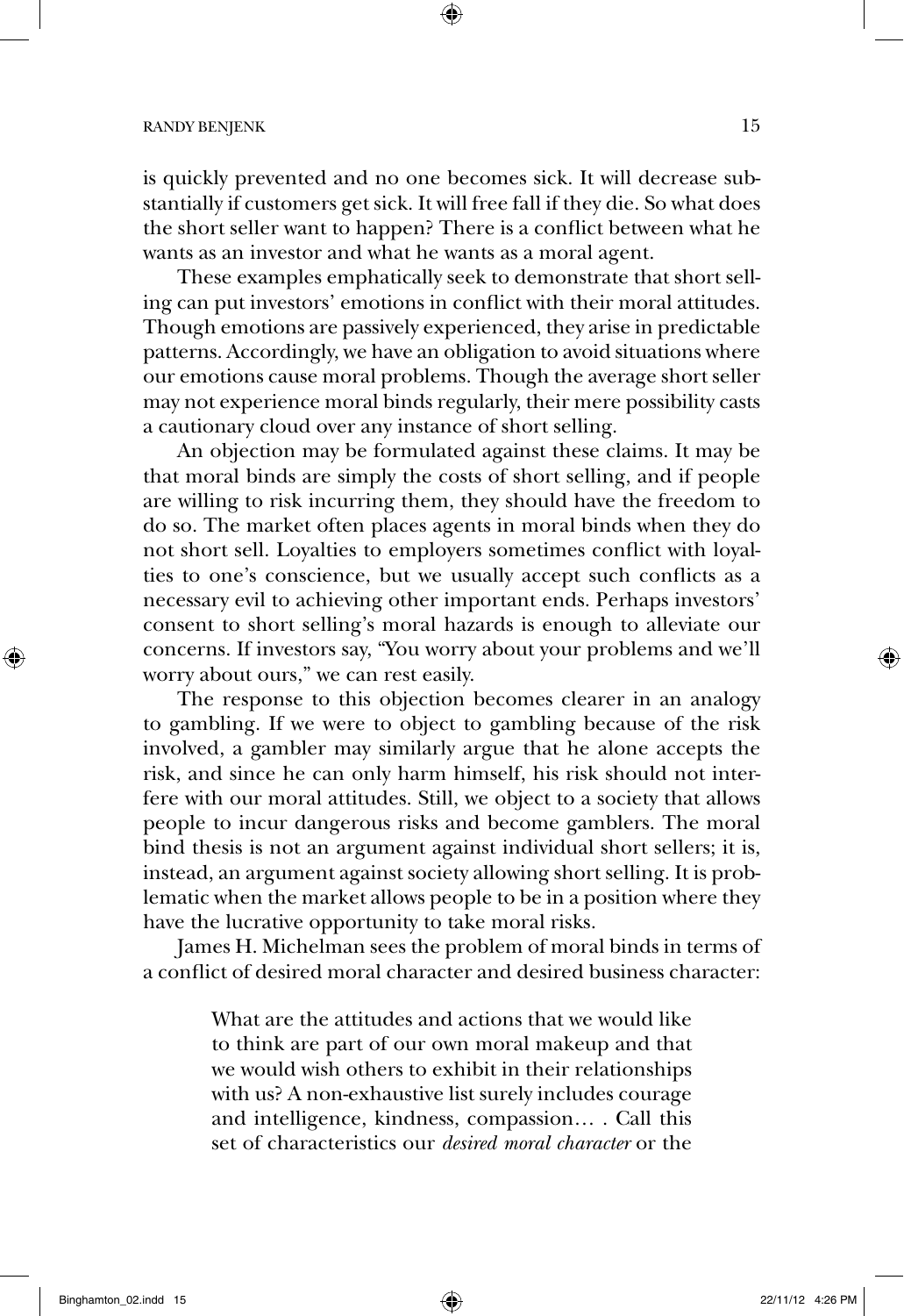is quickly prevented and no one becomes sick. It will decrease substantially if customers get sick. It will free fall if they die. So what does the short seller want to happen? There is a conflict between what he wants as an investor and what he wants as a moral agent.

These examples emphatically seek to demonstrate that short selling can put investors' emotions in conflict with their moral attitudes. Though emotions are passively experienced, they arise in predictable patterns. Accordingly, we have an obligation to avoid situations where our emotions cause moral problems. Though the average short seller may not experience moral binds regularly, their mere possibility casts a cautionary cloud over any instance of short selling.

An objection may be formulated against these claims. It may be that moral binds are simply the costs of short selling, and if people are willing to risk incurring them, they should have the freedom to do so. The market often places agents in moral binds when they do not short sell. Loyalties to employers sometimes conflict with loyalties to one's conscience, but we usually accept such conflicts as a necessary evil to achieving other important ends. Perhaps investors' consent to short selling's moral hazards is enough to alleviate our concerns. If investors say, "You worry about your problems and we'll worry about ours," we can rest easily.

The response to this objection becomes clearer in an analogy to gambling. If we were to object to gambling because of the risk involved, a gambler may similarly argue that he alone accepts the risk, and since he can only harm himself, his risk should not interfere with our moral attitudes. Still, we object to a society that allows people to incur dangerous risks and become gamblers. The moral bind thesis is not an argument against individual short sellers; it is, instead, an argument against society allowing short selling. It is problematic when the market allows people to be in a position where they have the lucrative opportunity to take moral risks.

James H. Michelman sees the problem of moral binds in terms of a conflict of desired moral character and desired business character:

> What are the attitudes and actions that we would like to think are part of our own moral makeup and that we would wish others to exhibit in their relationships with us? A non-exhaustive list surely includes courage and intelligence, kindness, compassion… . Call this set of characteristics our *desired moral character* or the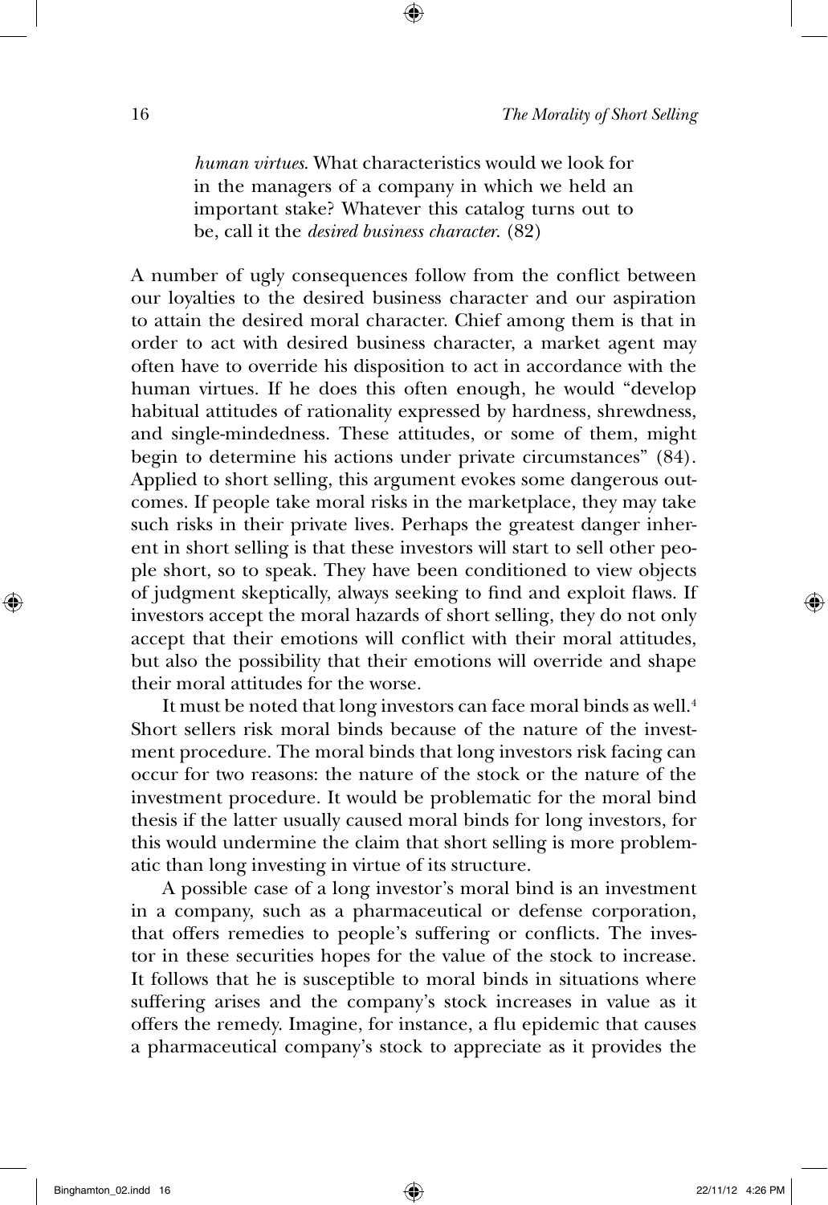> *human virtues*. What characteristics would we look for in the managers of a company in which we held an important stake? Whatever this catalog turns out to be, call it the *desired business character*. (82)

A number of ugly consequences follow from the conflict between our loyalties to the desired business character and our aspiration to attain the desired moral character. Chief among them is that in order to act with desired business character, a market agent may often have to override his disposition to act in accordance with the human virtues. If he does this often enough, he would "develop habitual attitudes of rationality expressed by hardness, shrewdness, and single-mindedness. These attitudes, or some of them, might begin to determine his actions under private circumstances" (84). Applied to short selling, this argument evokes some dangerous outcomes. If people take moral risks in the marketplace, they may take such risks in their private lives. Perhaps the greatest danger inherent in short selling is that these investors will start to sell other people short, so to speak. They have been conditioned to view objects of judgment skeptically, always seeking to find and exploit flaws. If investors accept the moral hazards of short selling, they do not only accept that their emotions will conflict with their moral attitudes, but also the possibility that their emotions will override and shape their moral attitudes for the worse.

It must be noted that long investors can face moral binds as well.[4] Short sellers risk moral binds because of the nature of the investment procedure. The moral binds that long investors risk facing can occur for two reasons: the nature of the stock or the nature of the investment procedure. It would be problematic for the moral bind thesis if the latter usually caused moral binds for long investors, for this would undermine the claim that short selling is more problematic than long investing in virtue of its structure.

A possible case of a long investor's moral bind is an investment in a company, such as a pharmaceutical or defense corporation, that offers remedies to people's suffering or conflicts. The investor in these securities hopes for the value of the stock to increase. It follows that he is susceptible to moral binds in situations where suffering arises and the company's stock increases in value as it offers the remedy. Imagine, for instance, a flu epidemic that causes a pharmaceutical company's stock to appreciate as it provides the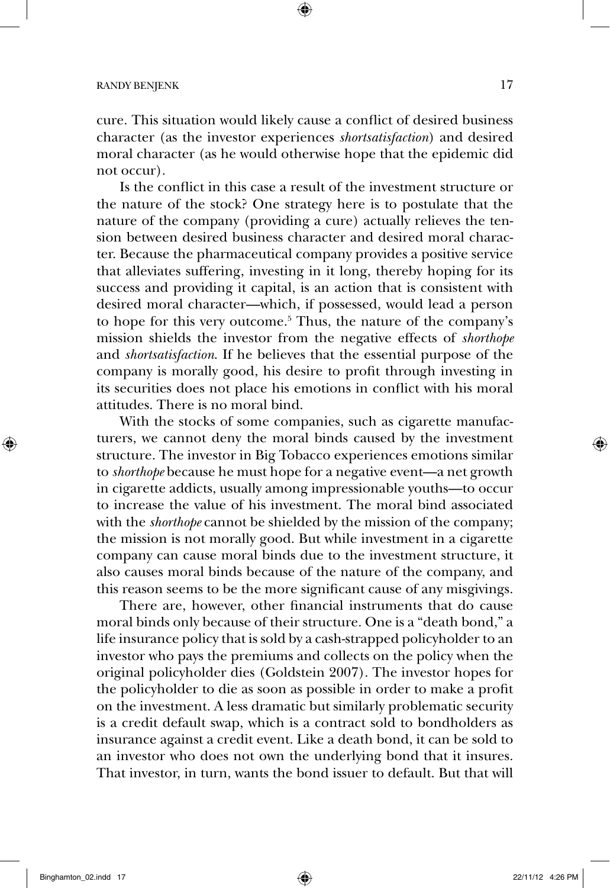cure. This situation would likely cause a conflict of desired business character (as the investor experiences *shortsatisfaction*) and desired moral character (as he would otherwise hope that the epidemic did not occur).

Is the conflict in this case a result of the investment structure or the nature of the stock? One strategy here is to postulate that the nature of the company (providing a cure) actually relieves the tension between desired business character and desired moral character. Because the pharmaceutical company provides a positive service that alleviates suffering, investing in it long, thereby hoping for its success and providing it capital, is an action that is consistent with desired moral character—which, if possessed, would lead a person to hope for this very outcome.[5] Thus, the nature of the company's mission shields the investor from the negative effects of *shorthope* and *shortsatisfaction*. If he believes that the essential purpose of the company is morally good, his desire to profit through investing in its securities does not place his emotions in conflict with his moral attitudes. There is no moral bind.

With the stocks of some companies, such as cigarette manufacturers, we cannot deny the moral binds caused by the investment structure. The investor in Big Tobacco experiences emotions similar to *shorthope* because he must hope for a negative event—a net growth in cigarette addicts, usually among impressionable youths—to occur to increase the value of his investment. The moral bind associated with the *shorthope* cannot be shielded by the mission of the company; the mission is not morally good. But while investment in a cigarette company can cause moral binds due to the investment structure, it also causes moral binds because of the nature of the company, and this reason seems to be the more significant cause of any misgivings.

There are, however, other financial instruments that do cause moral binds only because of their structure. One is a "death bond," a life insurance policy that is sold by a cash-strapped policyholder to an investor who pays the premiums and collects on the policy when the original policyholder dies (Goldstein 2007). The investor hopes for the policyholder to die as soon as possible in order to make a profit on the investment. A less dramatic but similarly problematic security is a credit default swap, which is a contract sold to bondholders as insurance against a credit event. Like a death bond, it can be sold to an investor who does not own the underlying bond that it insures. That investor, in turn, wants the bond issuer to default. But that will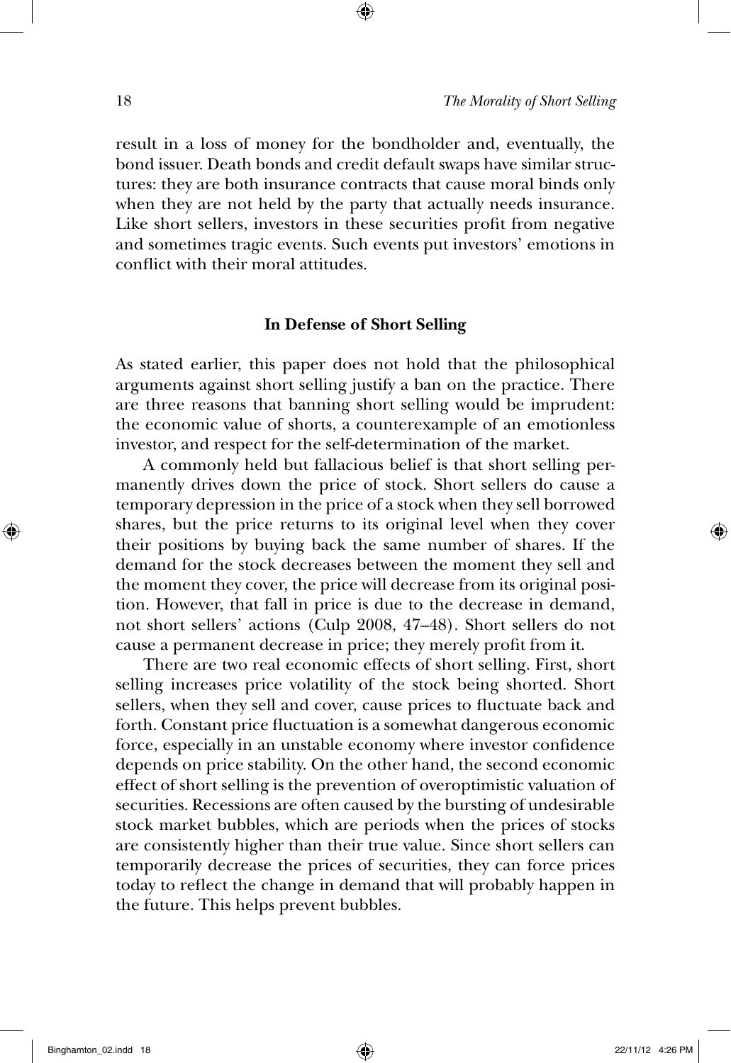result in a loss of money for the bondholder and, eventually, the bond issuer. Death bonds and credit default swaps have similar structures: they are both insurance contracts that cause moral binds only when they are not held by the party that actually needs insurance. Like short sellers, investors in these securities profit from negative and sometimes tragic events. Such events put investors' emotions in conflict with their moral attitudes.

## In Defense of Short Selling

As stated earlier, this paper does not hold that the philosophical arguments against short selling justify a ban on the practice. There are three reasons that banning short selling would be imprudent: the economic value of shorts, a counterexample of an emotionless investor, and respect for the self-determination of the market.

A commonly held but fallacious belief is that short selling permanently drives down the price of stock. Short sellers do cause a temporary depression in the price of a stock when they sell borrowed shares, but the price returns to its original level when they cover their positions by buying back the same number of shares. If the demand for the stock decreases between the moment they sell and the moment they cover, the price will decrease from its original position. However, that fall in price is due to the decrease in demand, not short sellers' actions (Culp 2008, 47–48). Short sellers do not cause a permanent decrease in price; they merely profit from it.

There are two real economic effects of short selling. First, short selling increases price volatility of the stock being shorted. Short sellers, when they sell and cover, cause prices to fluctuate back and forth. Constant price fluctuation is a somewhat dangerous economic force, especially in an unstable economy where investor confidence depends on price stability. On the other hand, the second economic effect of short selling is the prevention of overoptimistic valuation of securities. Recessions are often caused by the bursting of undesirable stock market bubbles, which are periods when the prices of stocks are consistently higher than their true value. Since short sellers can temporarily decrease the prices of securities, they can force prices today to reflect the change in demand that will probably happen in the future. This helps prevent bubbles.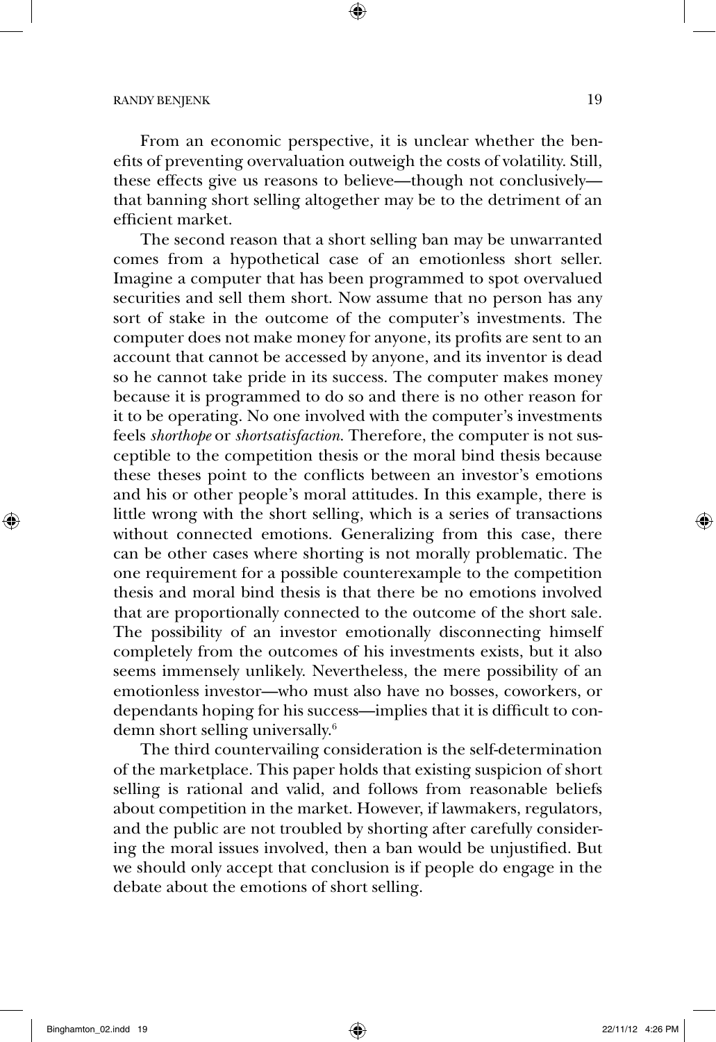From an economic perspective, it is unclear whether the benefits of preventing overvaluation outweigh the costs of volatility. Still, these effects give us reasons to believe—though not conclusively—that banning short selling altogether may be to the detriment of an efficient market.

The second reason that a short selling ban may be unwarranted comes from a hypothetical case of an emotionless short seller. Imagine a computer that has been programmed to spot overvalued securities and sell them short. Now assume that no person has any sort of stake in the outcome of the computer's investments. The computer does not make money for anyone, its profits are sent to an account that cannot be accessed by anyone, and its inventor is dead so he cannot take pride in its success. The computer makes money because it is programmed to do so and there is no other reason for it to be operating. No one involved with the computer's investments feels *shorthope* or *shortsatisfaction*. Therefore, the computer is not susceptible to the competition thesis or the moral bind thesis because these theses point to the conflicts between an investor's emotions and his or other people's moral attitudes. In this example, there is little wrong with the short selling, which is a series of transactions without connected emotions. Generalizing from this case, there can be other cases where shorting is not morally problematic. The one requirement for a possible counterexample to the competition thesis and moral bind thesis is that there be no emotions involved that are proportionally connected to the outcome of the short sale. The possibility of an investor emotionally disconnecting himself completely from the outcomes of his investments exists, but it also seems immensely unlikely. Nevertheless, the mere possibility of an emotionless investor—who must also have no bosses, coworkers, or dependants hoping for his success—implies that it is difficult to condemn short selling universally.[6]

The third countervailing consideration is the self-determination of the marketplace. This paper holds that existing suspicion of short selling is rational and valid, and follows from reasonable beliefs about competition in the market. However, if lawmakers, regulators, and the public are not troubled by shorting after carefully considering the moral issues involved, then a ban would be unjustified. But we should only accept that conclusion is if people do engage in the debate about the emotions of short selling.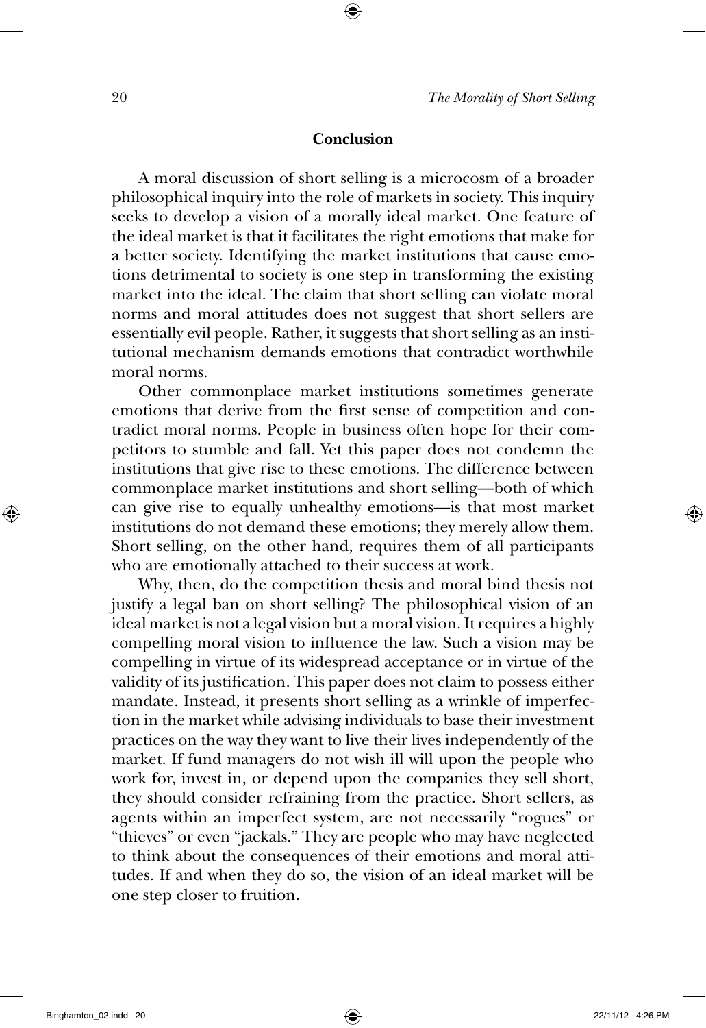## Conclusion

A moral discussion of short selling is a microcosm of a broader philosophical inquiry into the role of markets in society. This inquiry seeks to develop a vision of a morally ideal market. One feature of the ideal market is that it facilitates the right emotions that make for a better society. Identifying the market institutions that cause emotions detrimental to society is one step in transforming the existing market into the ideal. The claim that short selling can violate moral norms and moral attitudes does not suggest that short sellers are essentially evil people. Rather, it suggests that short selling as an institutional mechanism demands emotions that contradict worthwhile moral norms.

Other commonplace market institutions sometimes generate emotions that derive from the first sense of competition and contradict moral norms. People in business often hope for their competitors to stumble and fall. Yet this paper does not condemn the institutions that give rise to these emotions. The difference between commonplace market institutions and short selling—both of which can give rise to equally unhealthy emotions—is that most market institutions do not demand these emotions; they merely allow them. Short selling, on the other hand, requires them of all participants who are emotionally attached to their success at work.

Why, then, do the competition thesis and moral bind thesis not justify a legal ban on short selling? The philosophical vision of an ideal market is not a legal vision but a moral vision. It requires a highly compelling moral vision to influence the law. Such a vision may be compelling in virtue of its widespread acceptance or in virtue of the validity of its justification. This paper does not claim to possess either mandate. Instead, it presents short selling as a wrinkle of imperfection in the market while advising individuals to base their investment practices on the way they want to live their lives independently of the market. If fund managers do not wish ill will upon the people who work for, invest in, or depend upon the companies they sell short, they should consider refraining from the practice. Short sellers, as agents within an imperfect system, are not necessarily "rogues" or "thieves" or even "jackals." They are people who may have neglected to think about the consequences of their emotions and moral attitudes. If and when they do so, the vision of an ideal market will be one step closer to fruition.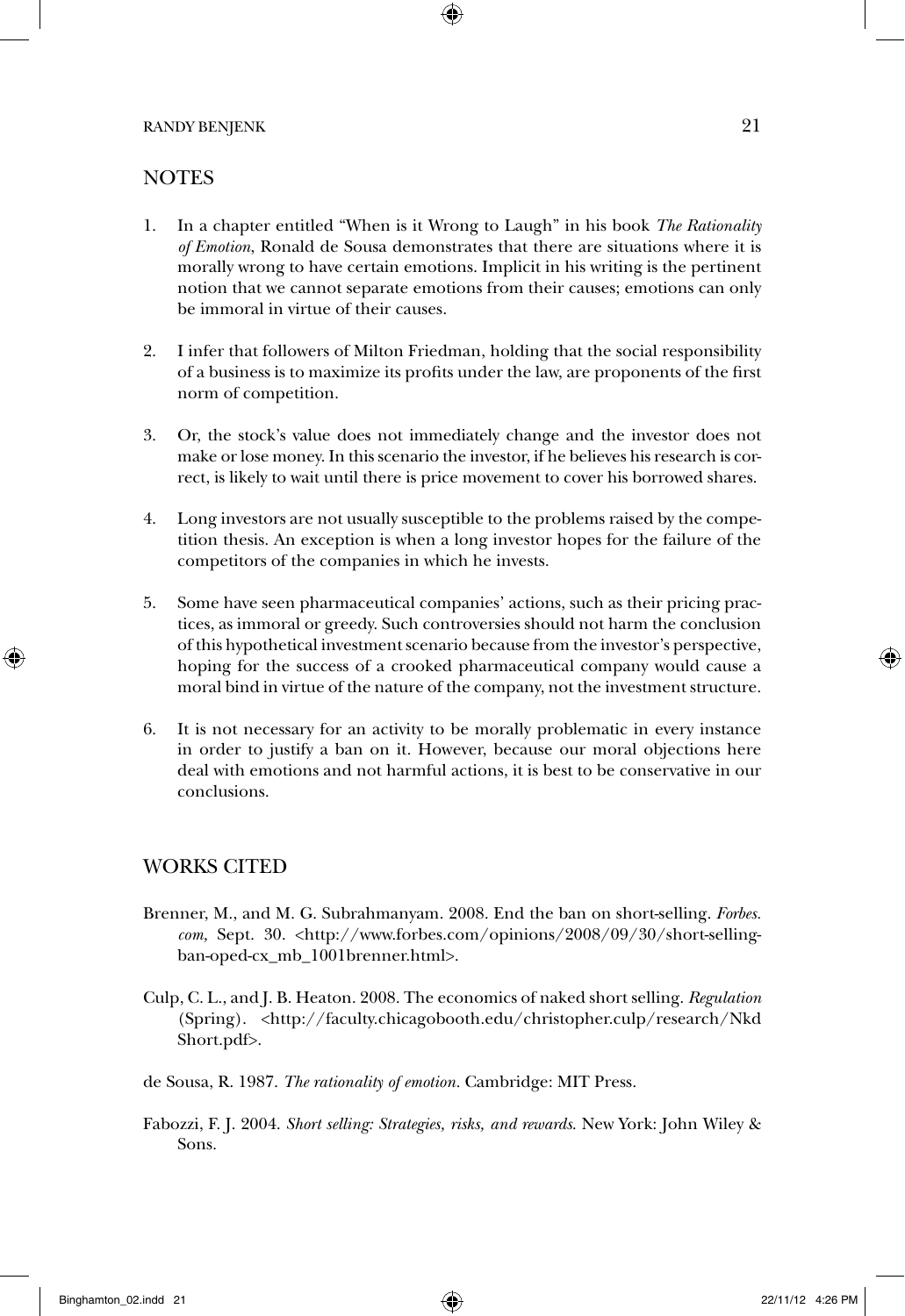## NOTES

1. In a chapter entitled "When is it Wrong to Laugh" in his book *The Rationality of Emotion*, Ronald de Sousa demonstrates that there are situations where it is morally wrong to have certain emotions. Implicit in his writing is the pertinent notion that we cannot separate emotions from their causes; emotions can only be immoral in virtue of their causes.

2. I infer that followers of Milton Friedman, holding that the social responsibility of a business is to maximize its profits under the law, are proponents of the first norm of competition.

3. Or, the stock's value does not immediately change and the investor does not make or lose money. In this scenario the investor, if he believes his research is correct, is likely to wait until there is price movement to cover his borrowed shares.

4. Long investors are not usually susceptible to the problems raised by the competition thesis. An exception is when a long investor hopes for the failure of the competitors of the companies in which he invests.

5. Some have seen pharmaceutical companies' actions, such as their pricing practices, as immoral or greedy. Such controversies should not harm the conclusion of this hypothetical investment scenario because from the investor's perspective, hoping for the success of a crooked pharmaceutical company would cause a moral bind in virtue of the nature of the company, not the investment structure.

6. It is not necessary for an activity to be morally problematic in every instance in order to justify a ban on it. However, because our moral objections here deal with emotions and not harmful actions, it is best to be conservative in our conclusions.

## WORKS CITED

Brenner, M., and M. G. Subrahmanyam. 2008. End the ban on short-selling. *Forbes.com,* Sept. 30. <http://www.forbes.com/opinions/2008/09/30/short-selling-ban-oped-cx_mb_1001brenner.html>.

Culp, C. L., and J. B. Heaton. 2008. The economics of naked short selling. *Regulation* (Spring). <http://faculty.chicagobooth.edu/christopher.culp/research/NkdShort.pdf>.

de Sousa, R. 1987. *The rationality of emotion*. Cambridge: MIT Press.

Fabozzi, F. J. 2004. *Short selling: Strategies, risks, and rewards*. New York: John Wiley & Sons.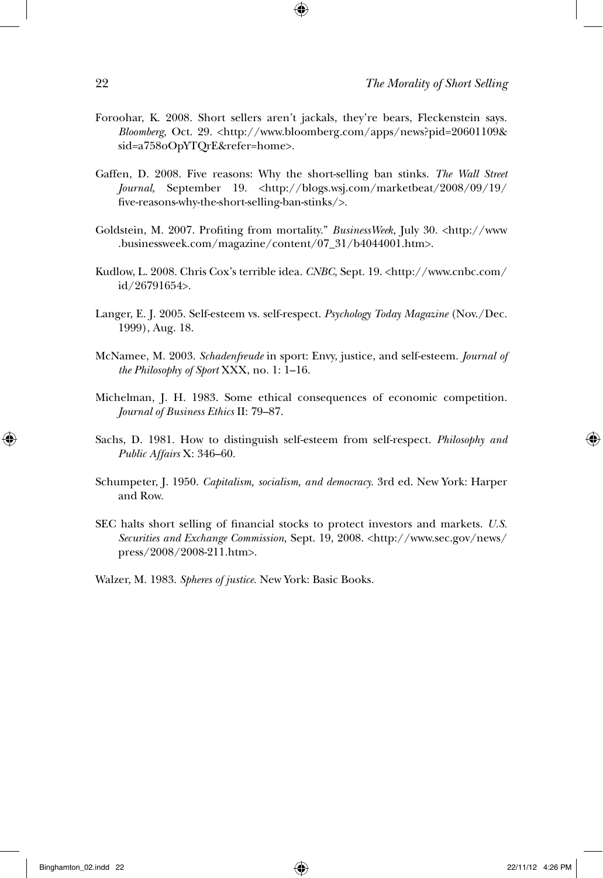Foroohar, K. 2008. Short sellers aren't jackals, they're bears, Fleckenstein says. *Bloomberg,* Oct. 29. <http://www.bloomberg.com/apps/news?pid=20601109&sid=a758oOpYTQrE&refer=home>.

Gaffen, D. 2008. Five reasons: Why the short-selling ban stinks. *The Wall Street Journal,* September 19. <http://blogs.wsj.com/marketbeat/2008/09/19/five-reasons-why-the-short-selling-ban-stinks/>.

Goldstein, M. 2007. Profiting from mortality." *BusinessWeek,* July 30. <http://www.businessweek.com/magazine/content/07_31/b4044001.htm>.

Kudlow, L. 2008. Chris Cox's terrible idea. *CNBC,* Sept. 19. <http://www.cnbc.com/id/26791654>.

Langer, E. J. 2005. Self-esteem vs. self-respect. *Psychology Today Magazine* (Nov./Dec. 1999), Aug. 18.

McNamee, M. 2003. *Schadenfreude* in sport: Envy, justice, and self-esteem. *Journal of the Philosophy of Sport* XXX, no. 1: 1–16.

Michelman, J. H. 1983. Some ethical consequences of economic competition. *Journal of Business Ethics* II: 79–87.

Sachs, D. 1981. How to distinguish self-esteem from self-respect. *Philosophy and Public Affairs* X: 346–60.

Schumpeter, J. 1950. *Capitalism, socialism, and democracy.* 3rd ed. New York: Harper and Row.

SEC halts short selling of financial stocks to protect investors and markets. *U.S. Securities and Exchange Commission,* Sept. 19, 2008. <http://www.sec.gov/news/press/2008/2008-211.htm>.

Walzer, M. 1983. *Spheres of justice.* New York: Basic Books.